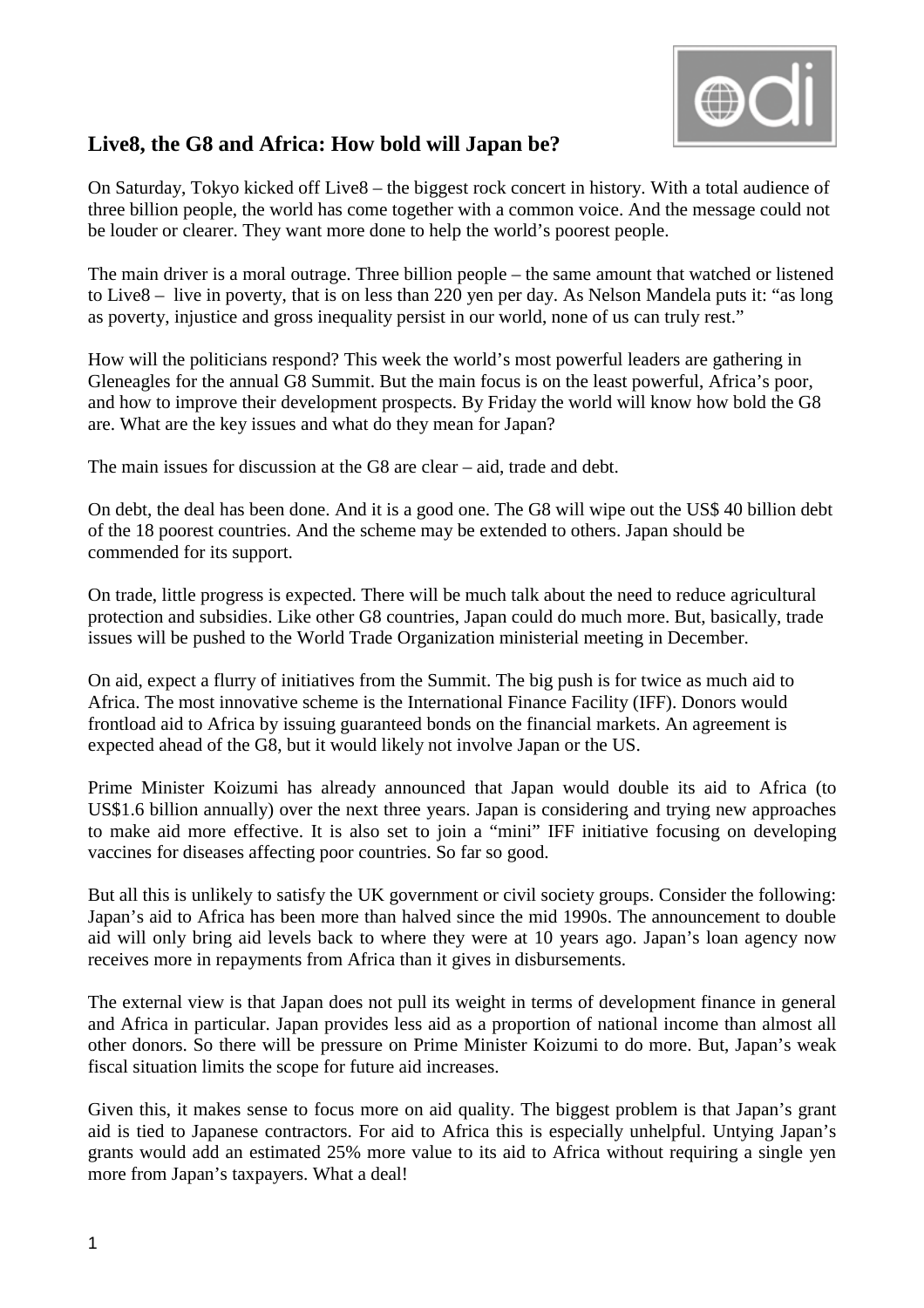## Live8, the G8 and Africa: How bold will Japan be?

On Saturday, Tokyo kicked off Live8 – the biggest rock concert in history. With a total audience of three billion people, the world has come together with a common voice. And the message could not be louder or clearer. They want more done to help the world's poorest people.

The main driver is a moral outrage. Three billion people – the same amount that watched or listened to Live8 – live in poverty, that is on less than 220 yen per day. As Nelson Mandela puts it: "as long as poverty, injustice and gross inequality persist in our world, none of us can truly rest."

How will the politicians respond? This week the world's most powerful leaders are gathering in Gleneagles for the annual G8 Summit. But the main focus is on the least powerful, Africa's poor, and how to improve their development prospects. By Friday the world will know how bold the G8 are. What are the key issues and what do they mean for Japan?

The main issues for discussion at the G8 are clear – aid, trade and debt.

On debt, the deal has been done. And it is a good one. The G8 will wipe out the US$ 40 billion debt of the 18 poorest countries. And the scheme may be extended to others. Japan should be commended for its support.

On trade, little progress is expected. There will be much talk about the need to reduce agricultural protection and subsidies. Like other G8 countries, Japan could do much more. But, basically, trade issues will be pushed to the World Trade Organization ministerial meeting in December.

On aid, expect a flurry of initiatives from the Summit. The big push is for twice as much aid to Africa. The most innovative scheme is the International Finance Facility (IFF). Donors would frontload aid to Africa by issuing guaranteed bonds on the financial markets. An agreement is expected ahead of the G8, but it would likely not involve Japan or the US.

Prime Minister Koizumi has already announced that Japan would double its aid to Africa (to US$1.6 billion annually) over the next three years. Japan is considering and trying new approaches to make aid more effective. It is also set to join a "mini" IFF initiative focusing on developing vaccines for diseases affecting poor countries. So far so good.

But all this is unlikely to satisfy the UK government or civil society groups. Consider the following: Japan's aid to Africa has been more than halved since the mid 1990s. The announcement to double aid will only bring aid levels back to where they were at 10 years ago. Japan's loan agency now receives more in repayments from Africa than it gives in disbursements.

The external view is that Japan does not pull its weight in terms of development finance in general and Africa in particular. Japan provides less aid as a proportion of national income than almost all other donors. So there will be pressure on Prime Minister Koizumi to do more. But, Japan's weak fiscal situation limits the scope for future aid increases.

Given this, it makes sense to focus more on aid quality. The biggest problem is that Japan's grant aid is tied to Japanese contractors. For aid to Africa this is especially unhelpful. Untying Japan's grants would add an estimated 25% more value to its aid to Africa without requiring a single yen more from Japan's taxpayers. What a deal!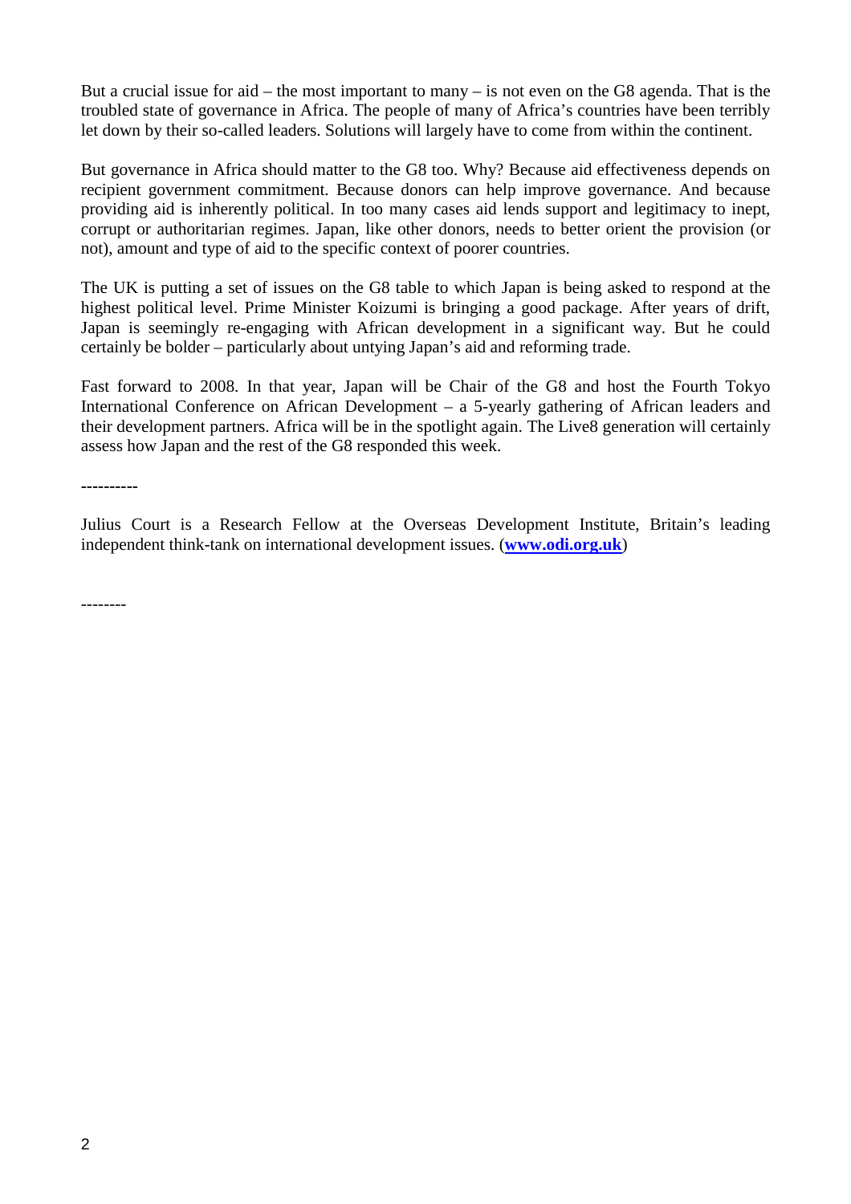But a crucial issue for aid – the most important to many – is not even on the G8 agenda. That is the troubled state of governance in Africa. The people of many of Africa's countries have been terribly let down by their so-called leaders. Solutions will largely have to come from within the continent.

But governance in Africa should matter to the G8 too. Why? Because aid effectiveness depends on recipient government commitment. Because donors can help improve governance. And because providing aid is inherently political. In too many cases aid lends support and legitimacy to inept, corrupt or authoritarian regimes. Japan, like other donors, needs to better orient the provision (or not), amount and type of aid to the specific context of poorer countries.

The UK is putting a set of issues on the G8 table to which Japan is being asked to respond at the highest political level. Prime Minister Koizumi is bringing a good package. After years of drift, Japan is seemingly re-engaging with African development in a significant way. But he could certainly be bolder – particularly about untying Japan's aid and reforming trade.

Fast forward to 2008. In that year, Japan will be Chair of the G8 and host the Fourth Tokyo International Conference on African Development – a 5-yearly gathering of African leaders and their development partners. Africa will be in the spotlight again. The Live8 generation will certainly assess how Japan and the rest of the G8 responded this week.

----------

Julius Court is a Research Fellow at the Overseas Development Institute, Britain's leading independent think-tank on international development issues. (**www.odi.org.uk**)

--------